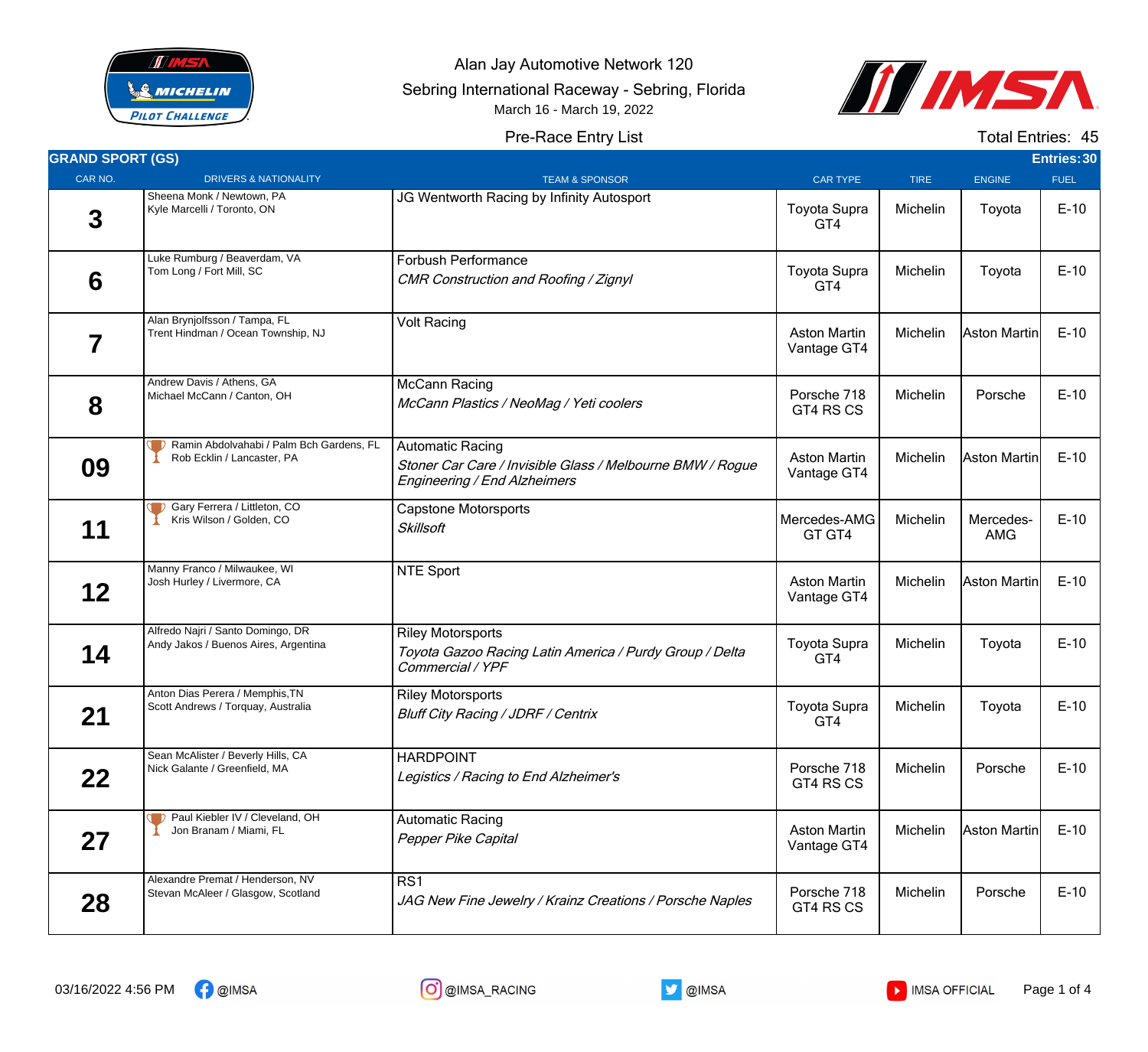Alan Jay Automotive Network 120

Sebring International Raceway - Sebring, Florida

March 16 - March 19, 2022

Pre-Race Entry List

Total Entries: 45

## GRAND SPORT (GS)

Entries: 30

| CAR NO. | DRIVERS & NATIONALITY | TEAM & SPONSOR | CAR TYPE | TIRE | ENGINE | FUEL |
|---|---|---|---|---|---|---|
| 3 | Sheena Monk / Newtown, PA<br>Kyle Marcelli / Toronto, ON | JG Wentworth Racing by Infinity Autosport | Toyota Supra GT4 | Michelin | Toyota | E-10 |
| 6 | Luke Rumburg / Beaverdam, VA<br>Tom Long / Fort Mill, SC | Forbush Performance<br>*CMR Construction and Roofing / Zignyl* | Toyota Supra GT4 | Michelin | Toyota | E-10 |
| 7 | Alan Brynjolfsson / Tampa, FL<br>Trent Hindman / Ocean Township, NJ | Volt Racing | Aston Martin Vantage GT4 | Michelin | Aston Martin | E-10 |
| 8 | Andrew Davis / Athens, GA<br>Michael McCann / Canton, OH | McCann Racing<br>*McCann Plastics / NeoMag / Yeti coolers* | Porsche 718 GT4 RS CS | Michelin | Porsche | E-10 |
| 09 | Ramin Abdolvahabi / Palm Bch Gardens, FL<br>Rob Ecklin / Lancaster, PA | Automatic Racing<br>*Stoner Car Care / Invisible Glass / Melbourne BMW / Rogue Engineering / End Alzheimers* | Aston Martin Vantage GT4 | Michelin | Aston Martin | E-10 |
| 11 | Gary Ferrera / Littleton, CO<br>Kris Wilson / Golden, CO | Capstone Motorsports<br>*Skillsoft* | Mercedes-AMG GT GT4 | Michelin | Mercedes-AMG | E-10 |
| 12 | Manny Franco / Milwaukee, WI<br>Josh Hurley / Livermore, CA | NTE Sport | Aston Martin Vantage GT4 | Michelin | Aston Martin | E-10 |
| 14 | Alfredo Najri / Santo Domingo, DR<br>Andy Jakos / Buenos Aires, Argentina | Riley Motorsports<br>*Toyota Gazoo Racing Latin America / Purdy Group / Delta Commercial / YPF* | Toyota Supra GT4 | Michelin | Toyota | E-10 |
| 21 | Anton Dias Perera / Memphis,TN<br>Scott Andrews / Torquay, Australia | Riley Motorsports<br>*Bluff City Racing / JDRF / Centrix* | Toyota Supra GT4 | Michelin | Toyota | E-10 |
| 22 | Sean McAlister / Beverly Hills, CA<br>Nick Galante / Greenfield, MA | HARDPOINT<br>*Legistics / Racing to End Alzheimer's* | Porsche 718 GT4 RS CS | Michelin | Porsche | E-10 |
| 27 | Paul Kiebler IV / Cleveland, OH<br>Jon Branam / Miami, FL | Automatic Racing<br>*Pepper Pike Capital* | Aston Martin Vantage GT4 | Michelin | Aston Martin | E-10 |
| 28 | Alexandre Premat / Henderson, NV<br>Stevan McAleer / Glasgow, Scotland | RS1<br>*JAG New Fine Jewelry / Krainz Creations / Porsche Naples* | Porsche 718 GT4 RS CS | Michelin | Porsche | E-10 |

03/16/2022 4:56 PM  @IMSA  @IMSA_RACING  @IMSA  IMSA OFFICIAL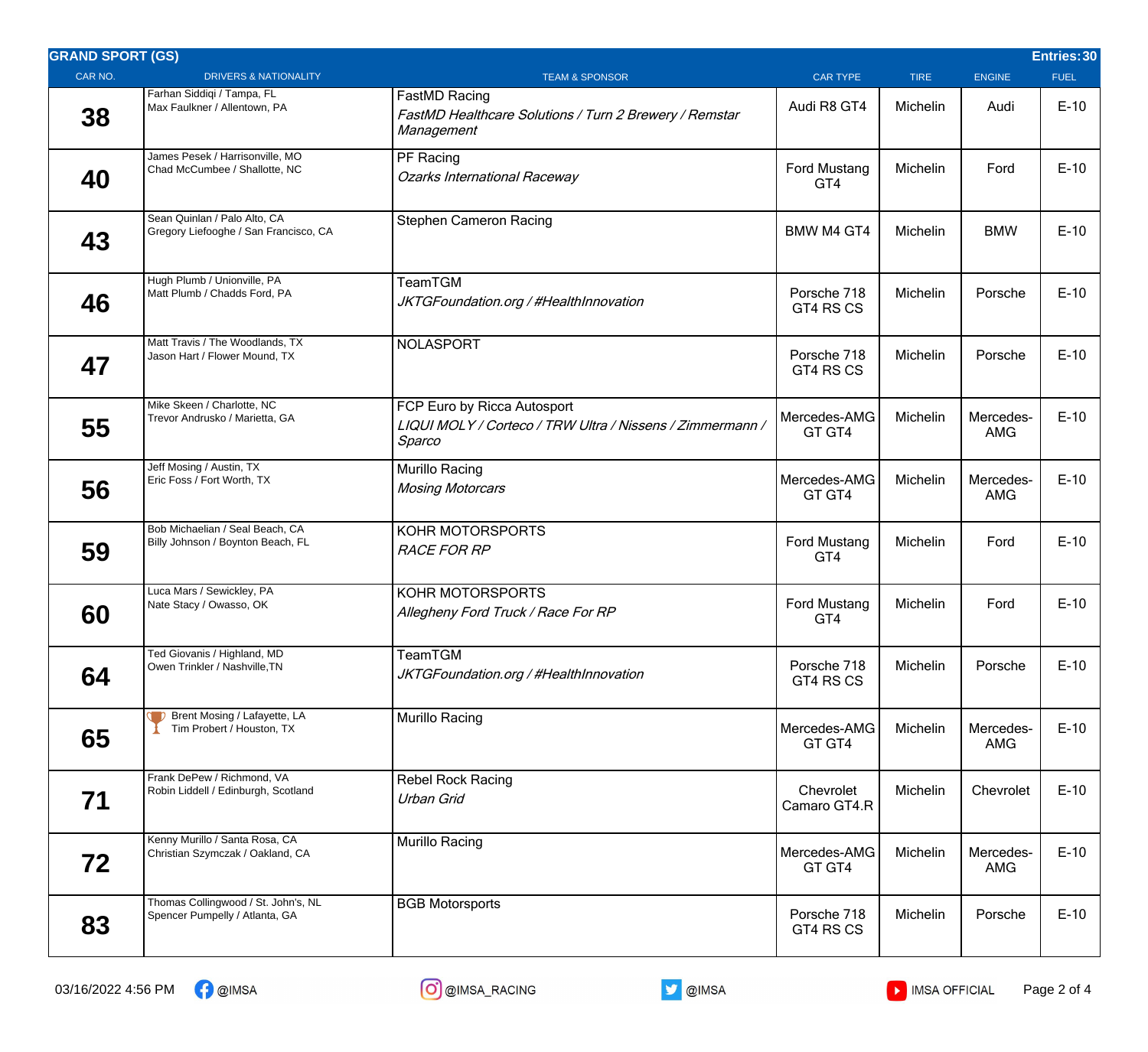## GRAND SPORT (GS)

**Entries: 30**

| CAR NO. | DRIVERS & NATIONALITY | TEAM & SPONSOR | CAR TYPE | TIRE | ENGINE | FUEL |
|---|---|---|---|---|---|---|
| 38 | Farhan Siddiqi / Tampa, FL<br>Max Faulkner / Allentown, PA | FastMD Racing<br>*FastMD Healthcare Solutions / Turn 2 Brewery / Remstar Management* | Audi R8 GT4 | Michelin | Audi | E-10 |
| 40 | James Pesek / Harrisonville, MO<br>Chad McCumbee / Shallotte, NC | PF Racing<br>*Ozarks International Raceway* | Ford Mustang GT4 | Michelin | Ford | E-10 |
| 43 | Sean Quinlan / Palo Alto, CA<br>Gregory Liefooghe / San Francisco, CA | Stephen Cameron Racing | BMW M4 GT4 | Michelin | BMW | E-10 |
| 46 | Hugh Plumb / Unionville, PA<br>Matt Plumb / Chadds Ford, PA | TeamTGM<br>*JKTGFoundation.org / #HealthInnovation* | Porsche 718 GT4 RS CS | Michelin | Porsche | E-10 |
| 47 | Matt Travis / The Woodlands, TX<br>Jason Hart / Flower Mound, TX | NOLASPORT | Porsche 718 GT4 RS CS | Michelin | Porsche | E-10 |
| 55 | Mike Skeen / Charlotte, NC<br>Trevor Andrusko / Marietta, GA | FCP Euro by Ricca Autosport<br>*LIQUI MOLY / Corteco / TRW Ultra / Nissens / Zimmermann / Sparco* | Mercedes-AMG GT GT4 | Michelin | Mercedes-AMG | E-10 |
| 56 | Jeff Mosing / Austin, TX<br>Eric Foss / Fort Worth, TX | Murillo Racing<br>*Mosing Motorcars* | Mercedes-AMG GT GT4 | Michelin | Mercedes-AMG | E-10 |
| 59 | Bob Michaelian / Seal Beach, CA<br>Billy Johnson / Boynton Beach, FL | KOHR MOTORSPORTS<br>*RACE FOR RP* | Ford Mustang GT4 | Michelin | Ford | E-10 |
| 60 | Luca Mars / Sewickley, PA<br>Nate Stacy / Owasso, OK | KOHR MOTORSPORTS<br>*Allegheny Ford Truck / Race For RP* | Ford Mustang GT4 | Michelin | Ford | E-10 |
| 64 | Ted Giovanis / Highland, MD<br>Owen Trinkler / Nashville,TN | TeamTGM<br>*JKTGFoundation.org / #HealthInnovation* | Porsche 718 GT4 RS CS | Michelin | Porsche | E-10 |
| 65 | Brent Mosing / Lafayette, LA<br>Tim Probert / Houston, TX | Murillo Racing | Mercedes-AMG GT GT4 | Michelin | Mercedes-AMG | E-10 |
| 71 | Frank DePew / Richmond, VA<br>Robin Liddell / Edinburgh, Scotland | Rebel Rock Racing<br>*Urban Grid* | Chevrolet Camaro GT4.R | Michelin | Chevrolet | E-10 |
| 72 | Kenny Murillo / Santa Rosa, CA<br>Christian Szymczak / Oakland, CA | Murillo Racing | Mercedes-AMG GT GT4 | Michelin | Mercedes-AMG | E-10 |
| 83 | Thomas Collingwood / St. John's, NL<br>Spencer Pumpelly / Atlanta, GA | BGB Motorsports | Porsche 718 GT4 RS CS | Michelin | Porsche | E-10 |

03/16/2022 4:56 PM @IMSA @IMSA_RACING @IMSA IMSA OFFICIAL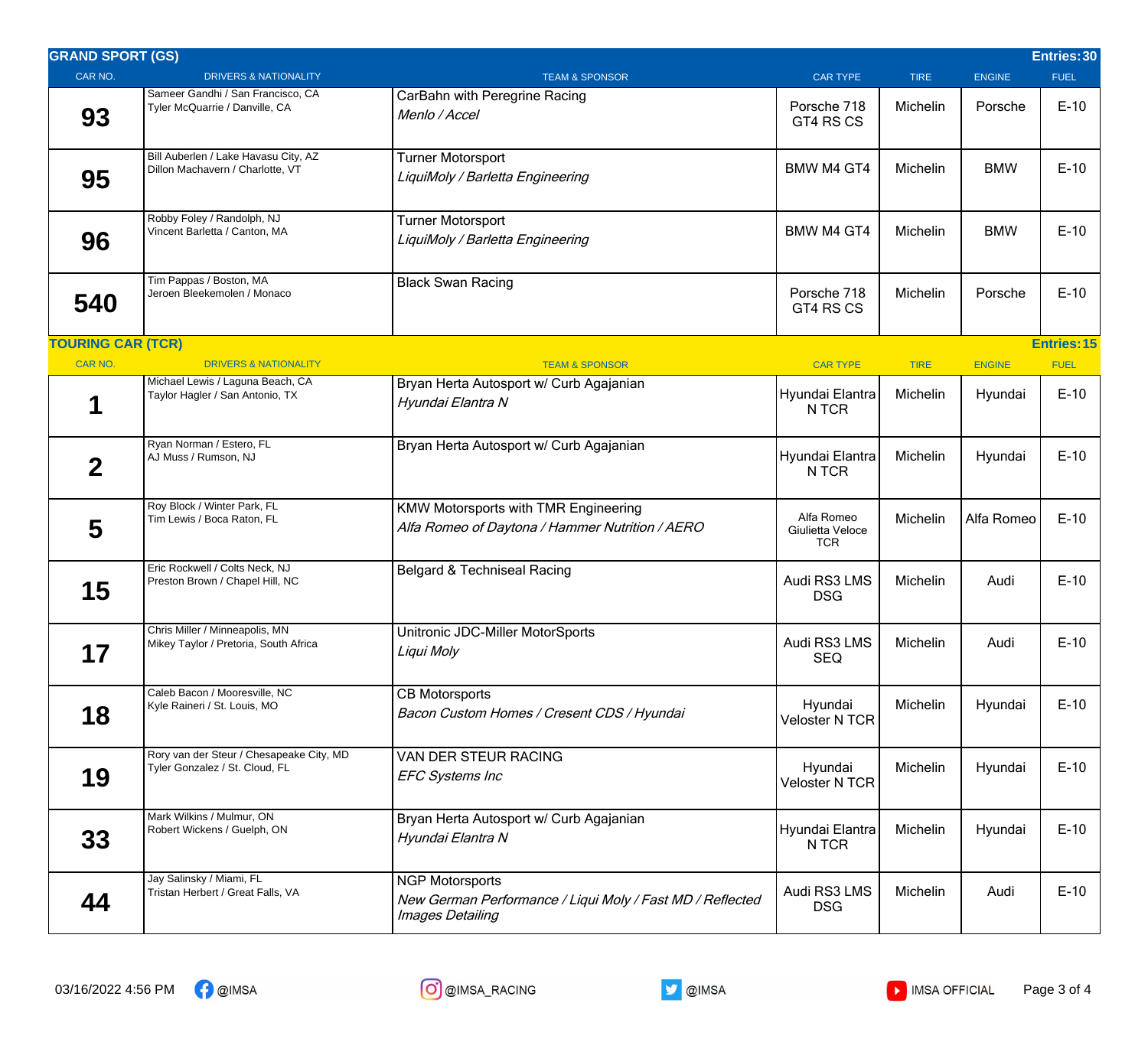## GRAND SPORT (GS)

Entries: 30

| CAR NO. | DRIVERS & NATIONALITY | TEAM & SPONSOR | CAR TYPE | TIRE | ENGINE | FUEL |
|---|---|---|---|---|---|---|
| 93 | Sameer Gandhi / San Francisco, CA<br>Tyler McQuarrie / Danville, CA | CarBahn with Peregrine Racing<br>*Menlo / Accel* | Porsche 718 GT4 RS CS | Michelin | Porsche | E-10 |
| 95 | Bill Auberlen / Lake Havasu City, AZ<br>Dillon Machavern / Charlotte, VT | Turner Motorsport<br>*LiquiMoly / Barletta Engineering* | BMW M4 GT4 | Michelin | BMW | E-10 |
| 96 | Robby Foley / Randolph, NJ<br>Vincent Barletta / Canton, MA | Turner Motorsport<br>*LiquiMoly / Barletta Engineering* | BMW M4 GT4 | Michelin | BMW | E-10 |
| 540 | Tim Pappas / Boston, MA<br>Jeroen Bleekemolen / Monaco | Black Swan Racing | Porsche 718 GT4 RS CS | Michelin | Porsche | E-10 |

## TOURING CAR (TCR)

Entries: 15

| CAR NO. | DRIVERS & NATIONALITY | TEAM & SPONSOR | CAR TYPE | TIRE | ENGINE | FUEL |
|---|---|---|---|---|---|---|
| 1 | Michael Lewis / Laguna Beach, CA<br>Taylor Hagler / San Antonio, TX | Bryan Herta Autosport w/ Curb Agajanian<br>*Hyundai Elantra N* | Hyundai Elantra N TCR | Michelin | Hyundai | E-10 |
| 2 | Ryan Norman / Estero, FL<br>AJ Muss / Rumson, NJ | Bryan Herta Autosport w/ Curb Agajanian | Hyundai Elantra N TCR | Michelin | Hyundai | E-10 |
| 5 | Roy Block / Winter Park, FL<br>Tim Lewis / Boca Raton, FL | KMW Motorsports with TMR Engineering<br>*Alfa Romeo of Daytona / Hammer Nutrition / AERO* | Alfa Romeo Giulietta Veloce TCR | Michelin | Alfa Romeo | E-10 |
| 15 | Eric Rockwell / Colts Neck, NJ<br>Preston Brown / Chapel Hill, NC | Belgard & Techniseal Racing | Audi RS3 LMS DSG | Michelin | Audi | E-10 |
| 17 | Chris Miller / Minneapolis, MN<br>Mikey Taylor / Pretoria, South Africa | Unitronic JDC-Miller MotorSports<br>*Liqui Moly* | Audi RS3 LMS SEQ | Michelin | Audi | E-10 |
| 18 | Caleb Bacon / Mooresville, NC<br>Kyle Raineri / St. Louis, MO | CB Motorsports<br>*Bacon Custom Homes / Cresent CDS / Hyundai* | Hyundai Veloster N TCR | Michelin | Hyundai | E-10 |
| 19 | Rory van der Steur / Chesapeake City, MD<br>Tyler Gonzalez / St. Cloud, FL | VAN DER STEUR RACING<br>*EFC Systems Inc* | Hyundai Veloster N TCR | Michelin | Hyundai | E-10 |
| 33 | Mark Wilkins / Mulmur, ON<br>Robert Wickens / Guelph, ON | Bryan Herta Autosport w/ Curb Agajanian<br>*Hyundai Elantra N* | Hyundai Elantra N TCR | Michelin | Hyundai | E-10 |
| 44 | Jay Salinsky / Miami, FL<br>Tristan Herbert / Great Falls, VA | NGP Motorsports<br>*New German Performance / Liqui Moly / Fast MD / Reflected Images Detailing* | Audi RS3 LMS DSG | Michelin | Audi | E-10 |

03/16/2022 4:56 PM @IMSA @IMSA_RACING @IMSA IMSA OFFICIAL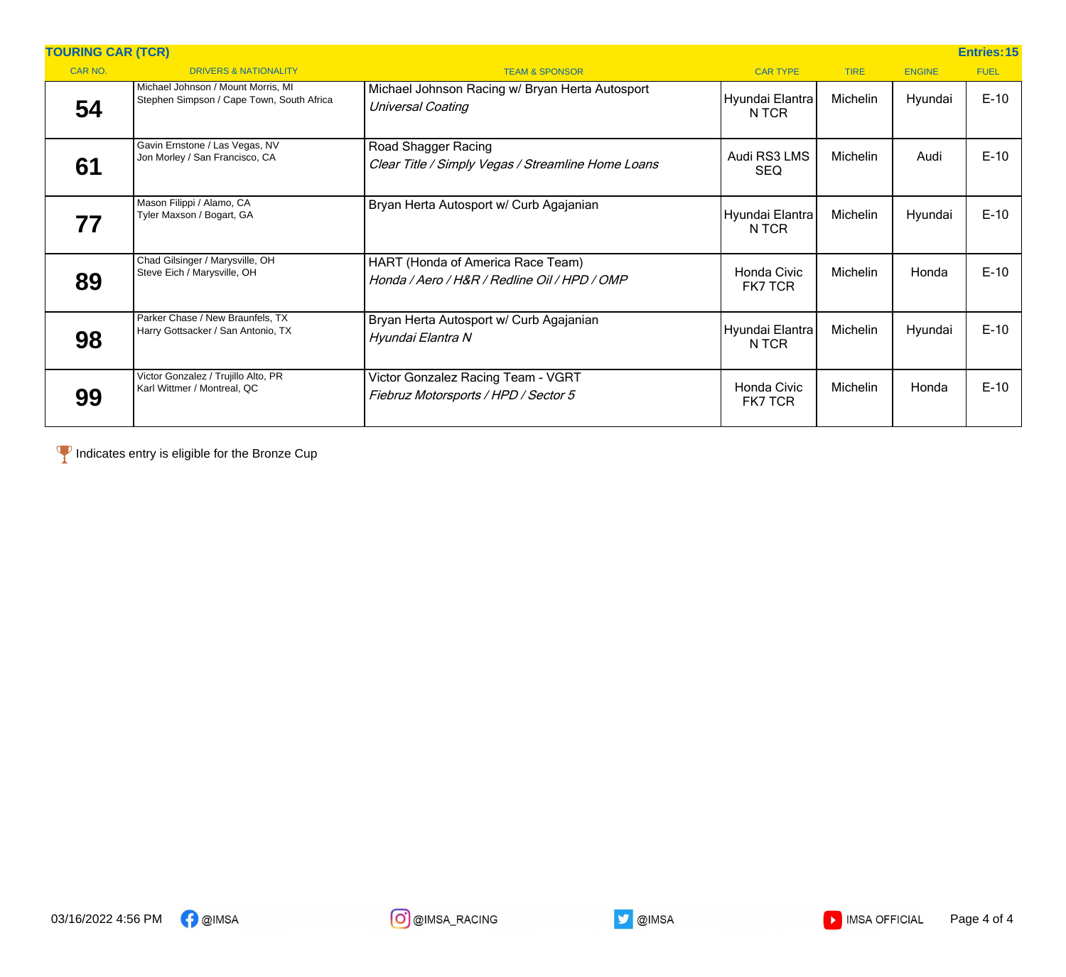## TOURING CAR (TCR)

**Entries: 15**

| CAR NO. | DRIVERS & NATIONALITY | TEAM & SPONSOR | CAR TYPE | TIRE | ENGINE | FUEL |
|---|---|---|---|---|---|---|
| **54** | Michael Johnson / Mount Morris, MI<br>Stephen Simpson / Cape Town, South Africa | Michael Johnson Racing w/ Bryan Herta Autosport<br>*Universal Coating* | Hyundai Elantra N TCR | Michelin | Hyundai | E-10 |
| **61** | Gavin Ernstone / Las Vegas, NV<br>Jon Morley / San Francisco, CA | Road Shagger Racing<br>*Clear Title / Simply Vegas / Streamline Home Loans* | Audi RS3 LMS SEQ | Michelin | Audi | E-10 |
| **77** | Mason Filippi / Alamo, CA<br>Tyler Maxson / Bogart, GA | Bryan Herta Autosport w/ Curb Agajanian | Hyundai Elantra N TCR | Michelin | Hyundai | E-10 |
| **89** | Chad Gilsinger / Marysville, OH<br>Steve Eich / Marysville, OH | HART (Honda of America Race Team)<br>*Honda / Aero / H&R / Redline Oil / HPD / OMP* | Honda Civic FK7 TCR | Michelin | Honda | E-10 |
| **98** | Parker Chase / New Braunfels, TX<br>Harry Gottsacker / San Antonio, TX | Bryan Herta Autosport w/ Curb Agajanian<br>*Hyundai Elantra N* | Hyundai Elantra N TCR | Michelin | Hyundai | E-10 |
| **99** | Victor Gonzalez / Trujillo Alto, PR<br>Karl Wittmer / Montreal, QC | Victor Gonzalez Racing Team - VGRT<br>*Fiebruz Motorsports / HPD / Sector 5* | Honda Civic FK7 TCR | Michelin | Honda | E-10 |

🏆 Indicates entry is eligible for the Bronze Cup

03/16/2022 4:56 PM @IMSA @IMSA_RACING @IMSA IMSA OFFICIAL